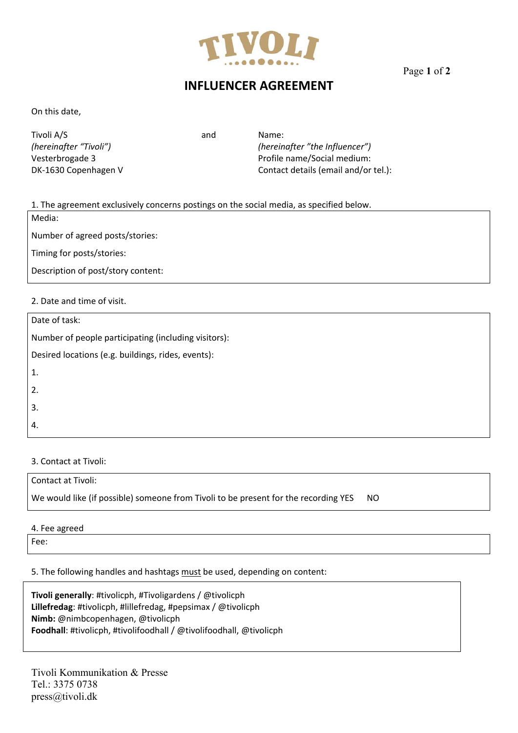# TIVOLI

## INFLUENCER AGREEMENT

On this date,

| Tivoli A/S | and | Name: |
|---|---|---|
| *(hereinafter "Tivoli")* | | *(hereinafter "the Influencer")* |
| Vesterbrogade 3 | | Profile name/Social medium: |
| DK-1630 Copenhagen V | | Contact details (email and/or tel.): |

1. The agreement exclusively concerns postings on the social media, as specified below.

Media:

Number of agreed posts/stories:

Timing for posts/stories:

Description of post/story content:

2. Date and time of visit.

Date of task:

Number of people participating (including visitors):

Desired locations (e.g. buildings, rides, events):

1.

2.

3.

4.

3. Contact at Tivoli:

Contact at Tivoli:

We would like (if possible) someone from Tivoli to be present for the recording YES NO

4. Fee agreed

Fee:

5. The following handles and hashtags <u>must</u> be used, depending on content:

**Tivoli generally**: #tivolicph, #Tivoligardens / @tivolicph
**Lillefredag**: #tivolicph, #lillefredag, #pepsimax / @tivolicph
**Nimb:** @nimbcopenhagen, @tivolicph
**Foodhall**: #tivolicph, #tivolifoodhall / @tivolifoodhall, @tivolicph

Tivoli Kommunikation & Presse
Tel.: 3375 0738
press@tivoli.dk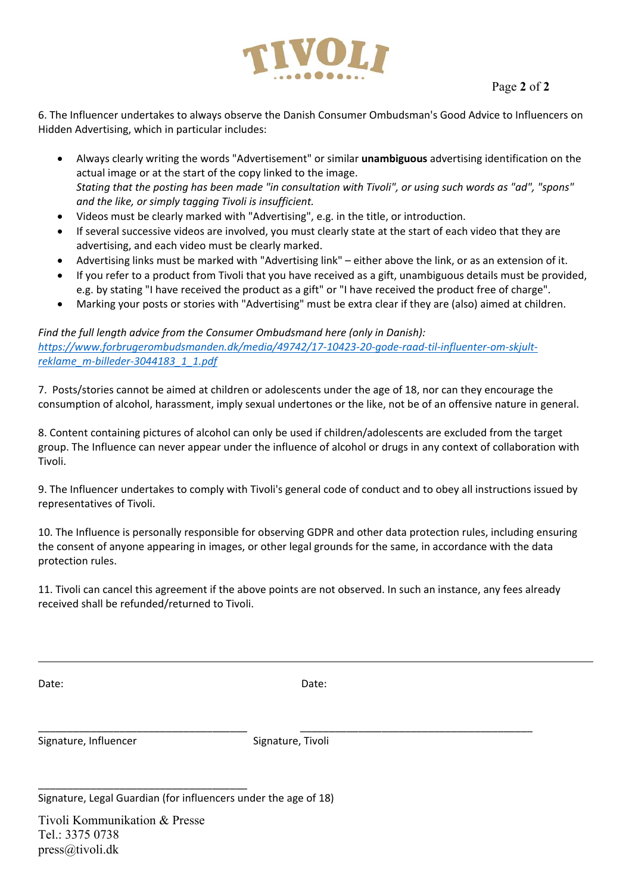6. The Influencer undertakes to always observe the Danish Consumer Ombudsman's Good Advice to Influencers on Hidden Advertising, which in particular includes:

- Always clearly writing the words "Advertisement" or similar **unambiguous** advertising identification on the actual image or at the start of the copy linked to the image.
  *Stating that the posting has been made "in consultation with Tivoli", or using such words as "ad", "spons" and the like, or simply tagging Tivoli is insufficient.*
- Videos must be clearly marked with "Advertising", e.g. in the title, or introduction.
- If several successive videos are involved, you must clearly state at the start of each video that they are advertising, and each video must be clearly marked.
- Advertising links must be marked with "Advertising link" – either above the link, or as an extension of it.
- If you refer to a product from Tivoli that you have received as a gift, unambiguous details must be provided, e.g. by stating "I have received the product as a gift" or "I have received the product free of charge".
- Marking your posts or stories with "Advertising" must be extra clear if they are (also) aimed at children.

*Find the full length advice from the Consumer Ombudsmand here (only in Danish):*
*https://www.forbrugerombudsmanden.dk/media/49742/17-10423-20-gode-raad-til-influenter-om-skjult-reklame_m-billeder-3044183_1_1.pdf*

7. Posts/stories cannot be aimed at children or adolescents under the age of 18, nor can they encourage the consumption of alcohol, harassment, imply sexual undertones or the like, not be of an offensive nature in general.

8. Content containing pictures of alcohol can only be used if children/adolescents are excluded from the target group. The Influence can never appear under the influence of alcohol or drugs in any context of collaboration with Tivoli.

9. The Influencer undertakes to comply with Tivoli's general code of conduct and to obey all instructions issued by representatives of Tivoli.

10. The Influence is personally responsible for observing GDPR and other data protection rules, including ensuring the consent of anyone appearing in images, or other legal grounds for the same, in accordance with the data protection rules.

11. Tivoli can cancel this agreement if the above points are not observed. In such an instance, any fees already received shall be refunded/returned to Tivoli.

---

Date:                                        Date:

\_\_\_\_\_\_\_\_\_\_\_\_\_\_\_\_\_\_\_\_\_\_\_\_\_\_\_\_\_\_\_\_\_\_\_        \_\_\_\_\_\_\_\_\_\_\_\_\_\_\_\_\_\_\_\_\_\_\_\_\_\_\_\_\_\_\_\_\_\_\_\_\_\_\_

Signature, Influencer                    Signature, Tivoli

\_\_\_\_\_\_\_\_\_\_\_\_\_\_\_\_\_\_\_\_\_\_\_\_\_\_\_\_\_\_\_\_\_\_\_

Signature, Legal Guardian (for influencers under the age of 18)

Tivoli Kommunikation & Presse
Tel.: 3375 0738
press@tivoli.dk